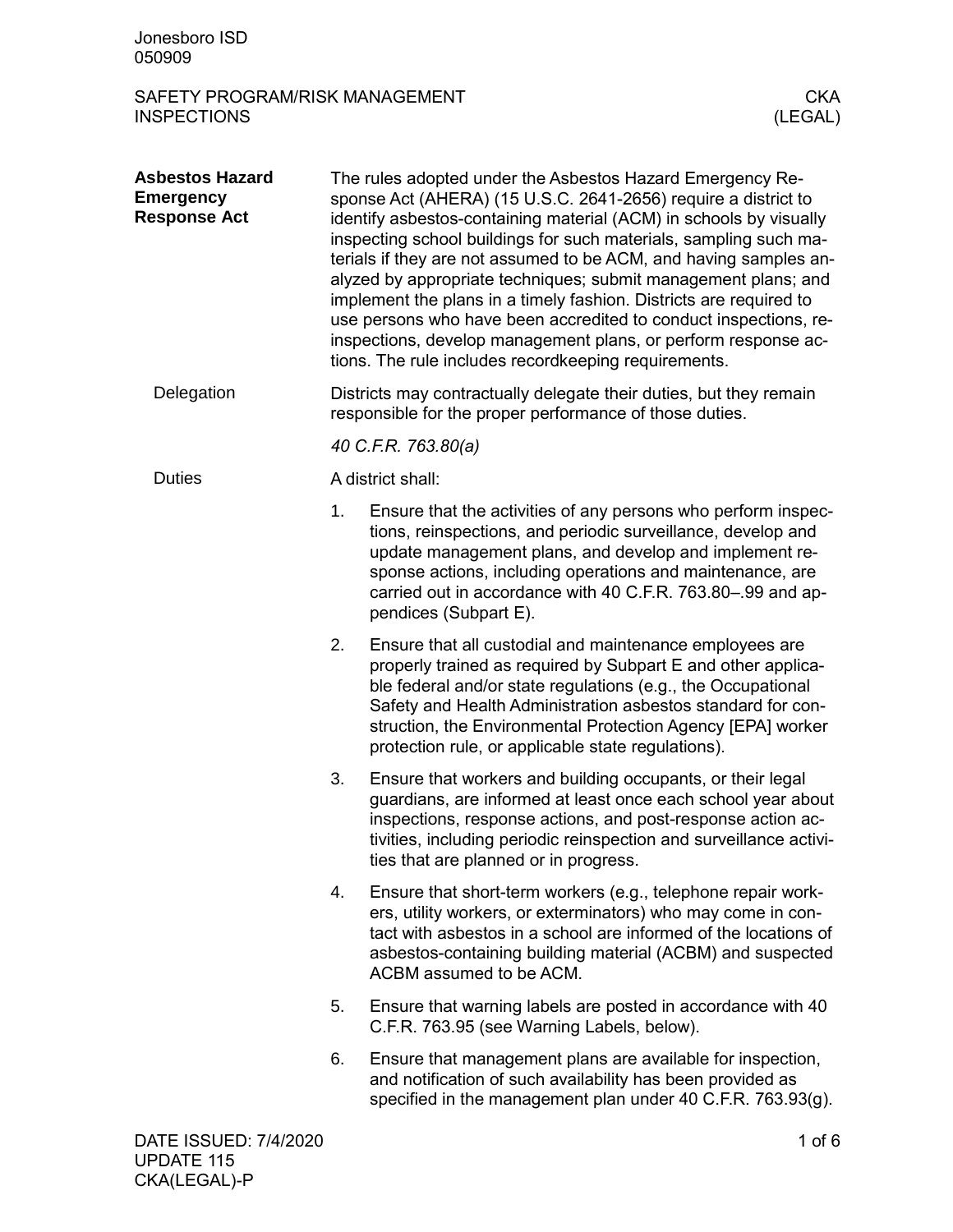## Asbestos Hazard Emergency Response Act

The rules adopted under the Asbestos Hazard Emergency Response Act (AHERA) (15 U.S.C. 2641-2656) require a district to identify asbestos-containing material (ACM) in schools by visually inspecting school buildings for such materials, sampling such materials if they are not assumed to be ACM, and having samples analyzed by appropriate techniques; submit management plans; and implement the plans in a timely fashion. Districts are required to use persons who have been accredited to conduct inspections, reinspections, develop management plans, or perform response actions. The rule includes recordkeeping requirements.

### Delegation

Districts may contractually delegate their duties, but they remain responsible for the proper performance of those duties.

*40 C.F.R. 763.80(a)*

### Duties

A district shall:

1. Ensure that the activities of any persons who perform inspections, reinspections, and periodic surveillance, develop and update management plans, and develop and implement response actions, including operations and maintenance, are carried out in accordance with 40 C.F.R. 763.80–.99 and appendices (Subpart E).
2. Ensure that all custodial and maintenance employees are properly trained as required by Subpart E and other applicable federal and/or state regulations (e.g., the Occupational Safety and Health Administration asbestos standard for construction, the Environmental Protection Agency [EPA] worker protection rule, or applicable state regulations).
3. Ensure that workers and building occupants, or their legal guardians, are informed at least once each school year about inspections, response actions, and post-response action activities, including periodic reinspection and surveillance activities that are planned or in progress.
4. Ensure that short-term workers (e.g., telephone repair workers, utility workers, or exterminators) who may come in contact with asbestos in a school are informed of the locations of asbestos-containing building material (ACBM) and suspected ACBM assumed to be ACM.
5. Ensure that warning labels are posted in accordance with 40 C.F.R. 763.95 (see Warning Labels, below).
6. Ensure that management plans are available for inspection, and notification of such availability has been provided as specified in the management plan under 40 C.F.R. 763.93(g).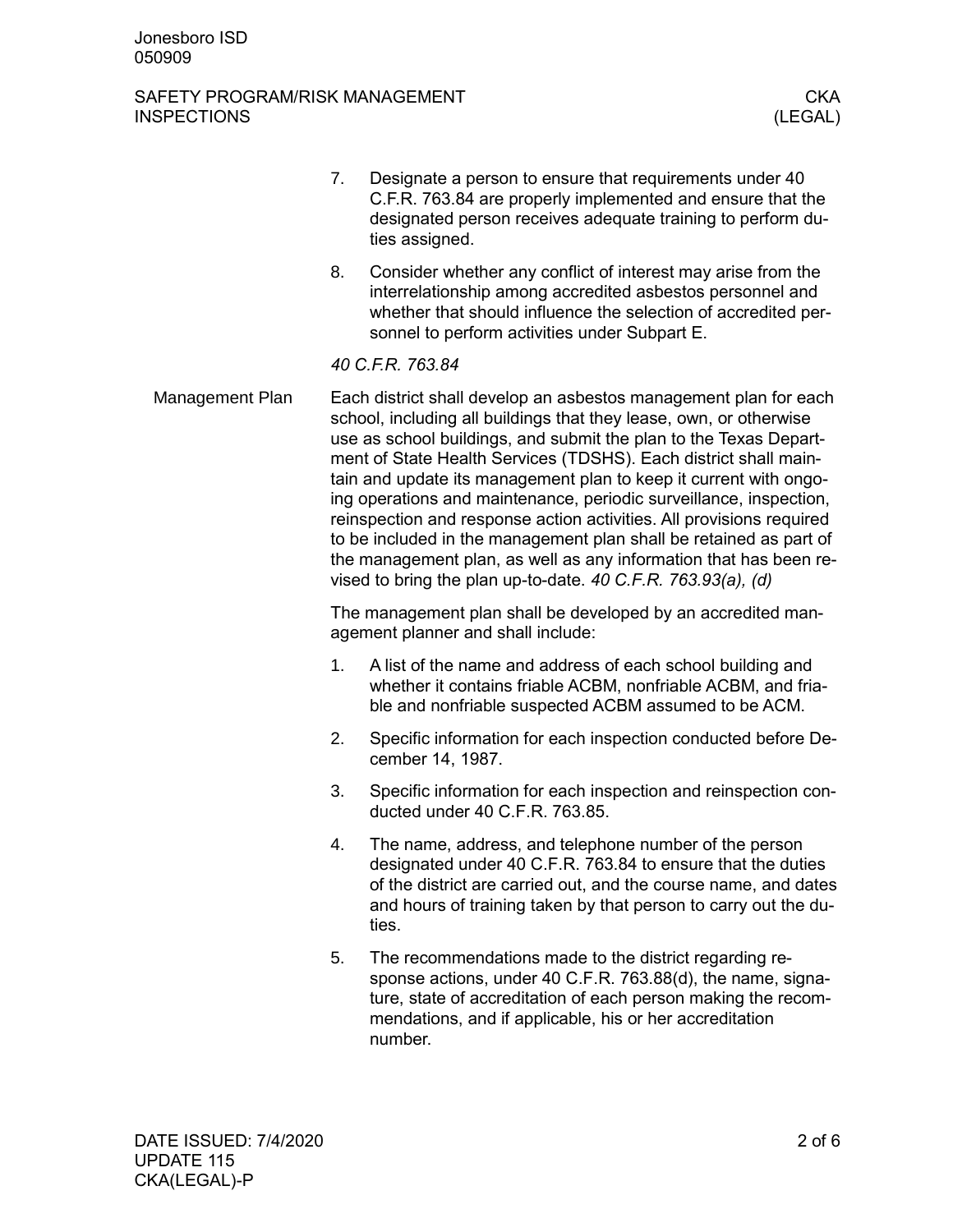7. Designate a person to ensure that requirements under 40 C.F.R. 763.84 are properly implemented and ensure that the designated person receives adequate training to perform duties assigned.

8. Consider whether any conflict of interest may arise from the interrelationship among accredited asbestos personnel and whether that should influence the selection of accredited personnel to perform activities under Subpart E.

*40 C.F.R. 763.84*

## Management Plan

Each district shall develop an asbestos management plan for each school, including all buildings that they lease, own, or otherwise use as school buildings, and submit the plan to the Texas Department of State Health Services (TDSHS). Each district shall maintain and update its management plan to keep it current with ongoing operations and maintenance, periodic surveillance, inspection, reinspection and response action activities. All provisions required to be included in the management plan shall be retained as part of the management plan, as well as any information that has been revised to bring the plan up-to-date. *40 C.F.R. 763.93(a), (d)*

The management plan shall be developed by an accredited management planner and shall include:

1. A list of the name and address of each school building and whether it contains friable ACBM, nonfriable ACBM, and friable and nonfriable suspected ACBM assumed to be ACM.

2. Specific information for each inspection conducted before December 14, 1987.

3. Specific information for each inspection and reinspection conducted under 40 C.F.R. 763.85.

4. The name, address, and telephone number of the person designated under 40 C.F.R. 763.84 to ensure that the duties of the district are carried out, and the course name, and dates and hours of training taken by that person to carry out the duties.

5. The recommendations made to the district regarding response actions, under 40 C.F.R. 763.88(d), the name, signature, state of accreditation of each person making the recommendations, and if applicable, his or her accreditation number.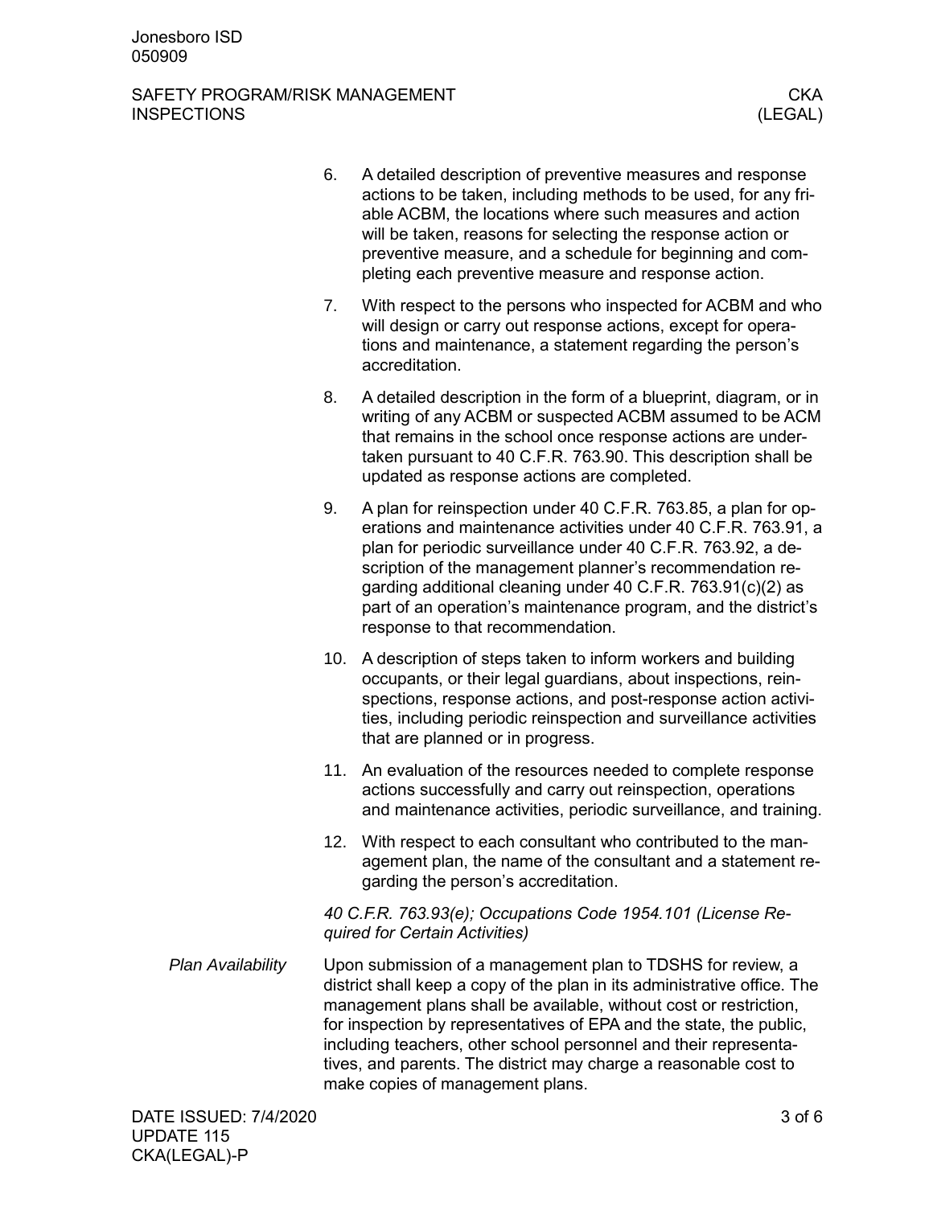6. A detailed description of preventive measures and response actions to be taken, including methods to be used, for any friable ACBM, the locations where such measures and action will be taken, reasons for selecting the response action or preventive measure, and a schedule for beginning and completing each preventive measure and response action.
7. With respect to the persons who inspected for ACBM and who will design or carry out response actions, except for operations and maintenance, a statement regarding the person's accreditation.
8. A detailed description in the form of a blueprint, diagram, or in writing of any ACBM or suspected ACBM assumed to be ACM that remains in the school once response actions are undertaken pursuant to 40 C.F.R. 763.90. This description shall be updated as response actions are completed.
9. A plan for reinspection under 40 C.F.R. 763.85, a plan for operations and maintenance activities under 40 C.F.R. 763.91, a plan for periodic surveillance under 40 C.F.R. 763.92, a description of the management planner's recommendation regarding additional cleaning under 40 C.F.R. 763.91(c)(2) as part of an operation's maintenance program, and the district's response to that recommendation.
10. A description of steps taken to inform workers and building occupants, or their legal guardians, about inspections, reinspections, response actions, and post-response action activities, including periodic reinspection and surveillance activities that are planned or in progress.
11. An evaluation of the resources needed to complete response actions successfully and carry out reinspection, operations and maintenance activities, periodic surveillance, and training.
12. With respect to each consultant who contributed to the management plan, the name of the consultant and a statement regarding the person's accreditation.

*40 C.F.R. 763.93(e); Occupations Code 1954.101 (License Required for Certain Activities)*

*Plan Availability*

Upon submission of a management plan to TDSHS for review, a district shall keep a copy of the plan in its administrative office. The management plans shall be available, without cost or restriction, for inspection by representatives of EPA and the state, the public, including teachers, other school personnel and their representatives, and parents. The district may charge a reasonable cost to make copies of management plans.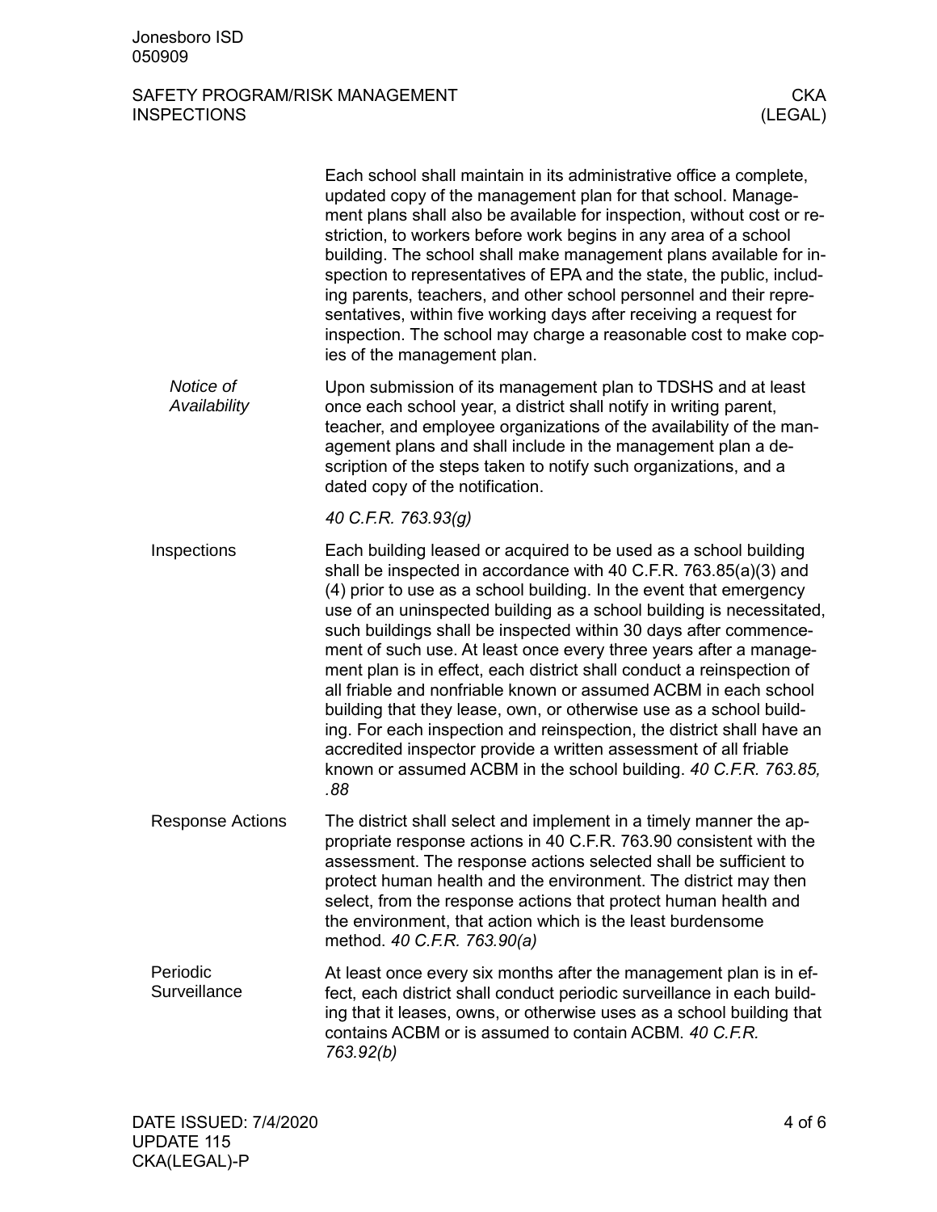Each school shall maintain in its administrative office a complete, updated copy of the management plan for that school. Management plans shall also be available for inspection, without cost or restriction, to workers before work begins in any area of a school building. The school shall make management plans available for inspection to representatives of EPA and the state, the public, including parents, teachers, and other school personnel and their representatives, within five working days after receiving a request for inspection. The school may charge a reasonable cost to make copies of the management plan.

#### *Notice of Availability*

Upon submission of its management plan to TDSHS and at least once each school year, a district shall notify in writing parent, teacher, and employee organizations of the availability of the management plans and shall include in the management plan a description of the steps taken to notify such organizations, and a dated copy of the notification.

*40 C.F.R. 763.93(g)*

### Inspections

Each building leased or acquired to be used as a school building shall be inspected in accordance with 40 C.F.R. 763.85(a)(3) and (4) prior to use as a school building. In the event that emergency use of an uninspected building as a school building is necessitated, such buildings shall be inspected within 30 days after commencement of such use. At least once every three years after a management plan is in effect, each district shall conduct a reinspection of all friable and nonfriable known or assumed ACBM in each school building that they lease, own, or otherwise use as a school building. For each inspection and reinspection, the district shall have an accredited inspector provide a written assessment of all friable known or assumed ACBM in the school building. *40 C.F.R. 763.85, .88*

### Response Actions

The district shall select and implement in a timely manner the appropriate response actions in 40 C.F.R. 763.90 consistent with the assessment. The response actions selected shall be sufficient to protect human health and the environment. The district may then select, from the response actions that protect human health and the environment, that action which is the least burdensome method. *40 C.F.R. 763.90(a)*

### Periodic Surveillance

At least once every six months after the management plan is in effect, each district shall conduct periodic surveillance in each building that it leases, owns, or otherwise uses as a school building that contains ACBM or is assumed to contain ACBM. *40 C.F.R. 763.92(b)*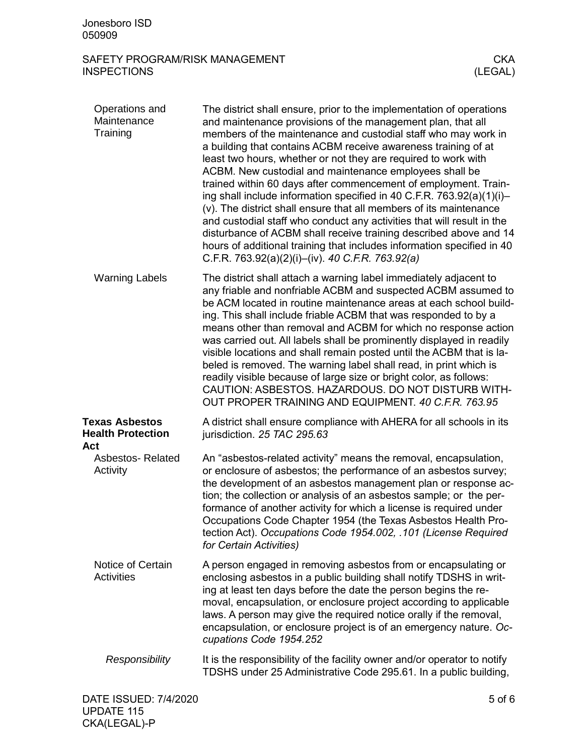### Operations and Maintenance Training

The district shall ensure, prior to the implementation of operations and maintenance provisions of the management plan, that all members of the maintenance and custodial staff who may work in a building that contains ACBM receive awareness training of at least two hours, whether or not they are required to work with ACBM. New custodial and maintenance employees shall be trained within 60 days after commencement of employment. Training shall include information specified in 40 C.F.R. 763.92(a)(1)(i)–(v). The district shall ensure that all members of its maintenance and custodial staff who conduct any activities that will result in the disturbance of ACBM shall receive training described above and 14 hours of additional training that includes information specified in 40 C.F.R. 763.92(a)(2)(i)–(iv). *40 C.F.R. 763.92(a)*

### Warning Labels

The district shall attach a warning label immediately adjacent to any friable and nonfriable ACBM and suspected ACBM assumed to be ACM located in routine maintenance areas at each school building. This shall include friable ACBM that was responded to by a means other than removal and ACBM for which no response action was carried out. All labels shall be prominently displayed in readily visible locations and shall remain posted until the ACBM that is labeled is removed. The warning label shall read, in print which is readily visible because of large size or bright color, as follows: CAUTION: ASBESTOS. HAZARDOUS. DO NOT DISTURB WITHOUT PROPER TRAINING AND EQUIPMENT. *40 C.F.R. 763.95*

## Texas Asbestos Health Protection Act

A district shall ensure compliance with AHERA for all schools in its jurisdiction. *25 TAC 295.63*

### Asbestos- Related Activity

An "asbestos-related activity" means the removal, encapsulation, or enclosure of asbestos; the performance of an asbestos survey; the development of an asbestos management plan or response action; the collection or analysis of an asbestos sample; or the performance of another activity for which a license is required under Occupations Code Chapter 1954 (the Texas Asbestos Health Protection Act). *Occupations Code 1954.002, .101 (License Required for Certain Activities)*

### Notice of Certain Activities

A person engaged in removing asbestos from or encapsulating or enclosing asbestos in a public building shall notify TDSHS in writing at least ten days before the date the person begins the removal, encapsulation, or enclosure project according to applicable laws. A person may give the required notice orally if the removal, encapsulation, or enclosure project is of an emergency nature. *Occupations Code 1954.252*

#### *Responsibility*

It is the responsibility of the facility owner and/or operator to notify TDSHS under 25 Administrative Code 295.61. In a public building,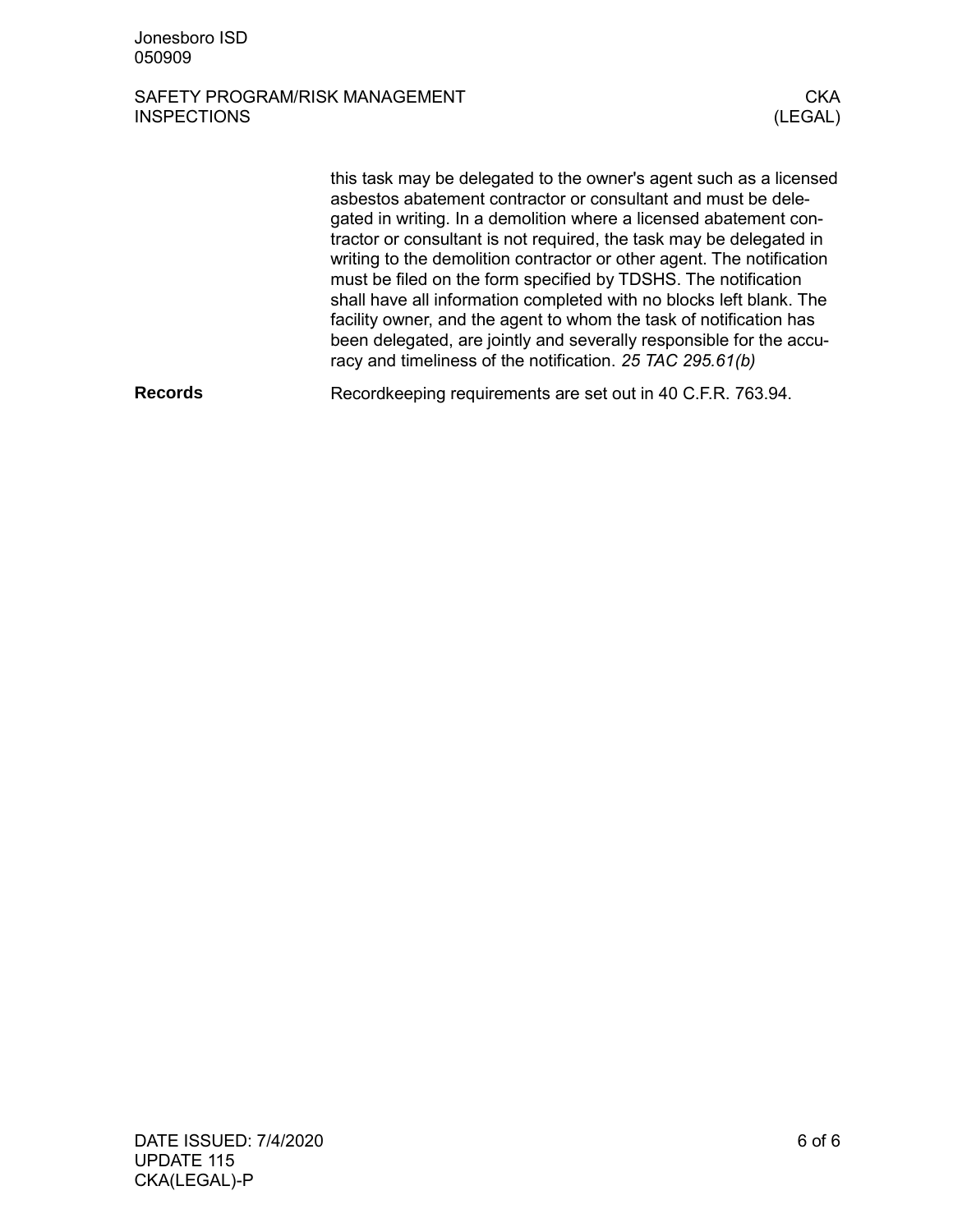this task may be delegated to the owner's agent such as a licensed asbestos abatement contractor or consultant and must be delegated in writing. In a demolition where a licensed abatement contractor or consultant is not required, the task may be delegated in writing to the demolition contractor or other agent. The notification must be filed on the form specified by TDSHS. The notification shall have all information completed with no blocks left blank. The facility owner, and the agent to whom the task of notification has been delegated, are jointly and severally responsible for the accuracy and timeliness of the notification. *25 TAC 295.61(b)*

**Records**

Recordkeeping requirements are set out in 40 C.F.R. 763.94.